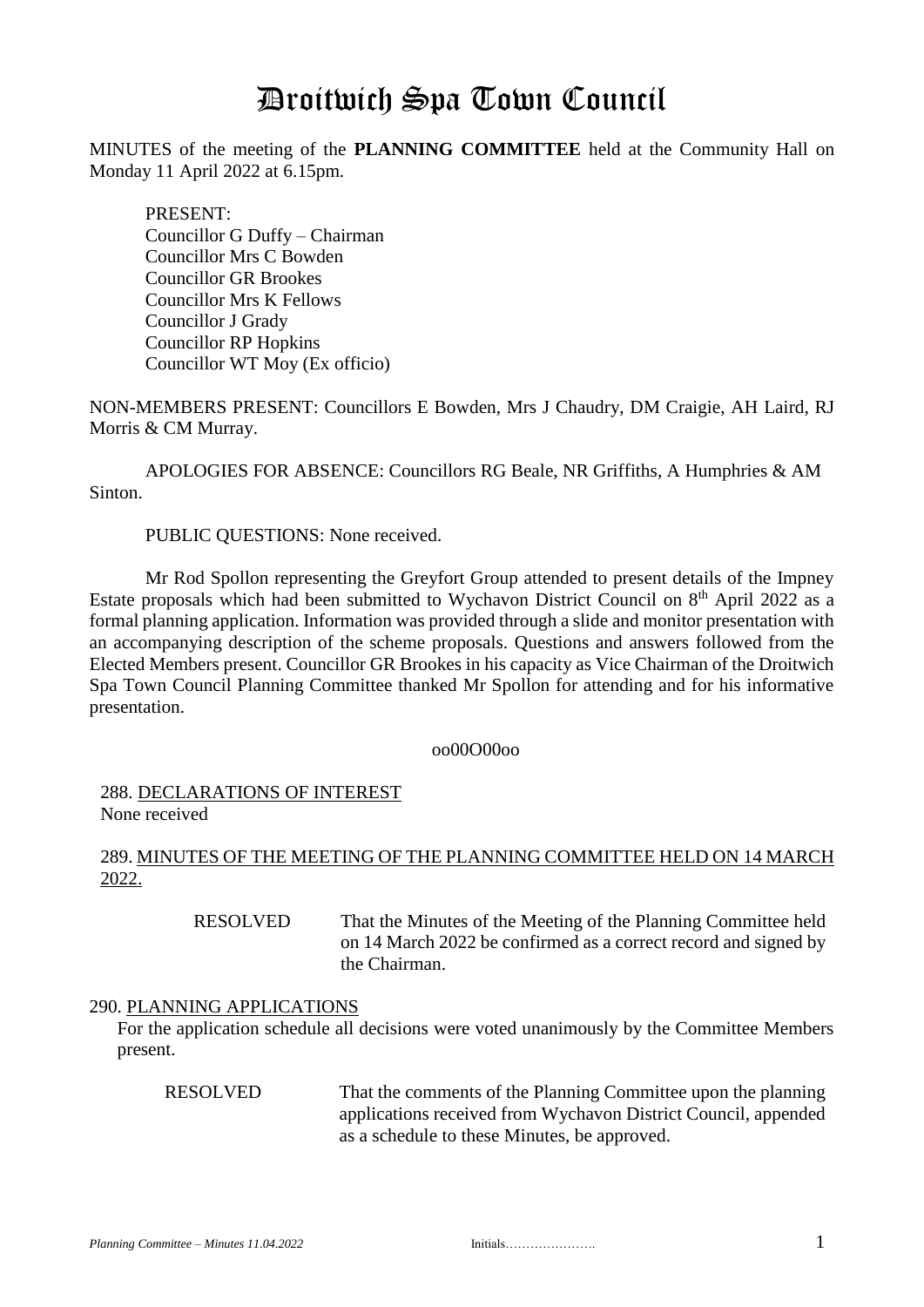# Droitwich Spa Town Council

MINUTES of the meeting of the **PLANNING COMMITTEE** held at the Community Hall on Monday 11 April 2022 at 6.15pm.

PRESENT:
Councillor G Duffy – Chairman
Councillor Mrs C Bowden
Councillor GR Brookes
Councillor Mrs K Fellows
Councillor J Grady
Councillor RP Hopkins
Councillor WT Moy (Ex officio)

NON-MEMBERS PRESENT: Councillors E Bowden, Mrs J Chaudry, DM Craigie, AH Laird, RJ Morris & CM Murray.

APOLOGIES FOR ABSENCE: Councillors RG Beale, NR Griffiths, A Humphries & AM Sinton.

PUBLIC QUESTIONS: None received.

Mr Rod Spollon representing the Greyfort Group attended to present details of the Impney Estate proposals which had been submitted to Wychavon District Council on 8th April 2022 as a formal planning application. Information was provided through a slide and monitor presentation with an accompanying description of the scheme proposals. Questions and answers followed from the Elected Members present. Councillor GR Brookes in his capacity as Vice Chairman of the Droitwich Spa Town Council Planning Committee thanked Mr Spollon for attending and for his informative presentation.

oo00O00oo

288. DECLARATIONS OF INTEREST
None received

289. MINUTES OF THE MEETING OF THE PLANNING COMMITTEE HELD ON 14 MARCH 2022.

RESOLVED That the Minutes of the Meeting of the Planning Committee held on 14 March 2022 be confirmed as a correct record and signed by the Chairman.

290. PLANNING APPLICATIONS
For the application schedule all decisions were voted unanimously by the Committee Members present.

RESOLVED That the comments of the Planning Committee upon the planning applications received from Wychavon District Council, appended as a schedule to these Minutes, be approved.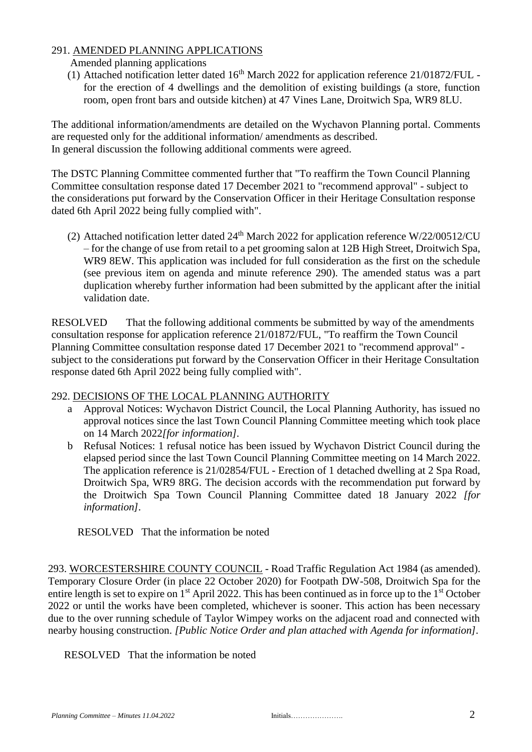291. AMENDED PLANNING APPLICATIONS

Amended planning applications

(1) Attached notification letter dated 16th March 2022 for application reference 21/01872/FUL - for the erection of 4 dwellings and the demolition of existing buildings (a store, function room, open front bars and outside kitchen) at 47 Vines Lane, Droitwich Spa, WR9 8LU.

The additional information/amendments are detailed on the Wychavon Planning portal. Comments are requested only for the additional information/ amendments as described.
In general discussion the following additional comments were agreed.

The DSTC Planning Committee commented further that "To reaffirm the Town Council Planning Committee consultation response dated 17 December 2021 to "recommend approval" - subject to the considerations put forward by the Conservation Officer in their Heritage Consultation response dated 6th April 2022 being fully complied with".

(2) Attached notification letter dated 24th March 2022 for application reference W/22/00512/CU – for the change of use from retail to a pet grooming salon at 12B High Street, Droitwich Spa, WR9 8EW. This application was included for full consideration as the first on the schedule (see previous item on agenda and minute reference 290). The amended status was a part duplication whereby further information had been submitted by the applicant after the initial validation date.

RESOLVED That the following additional comments be submitted by way of the amendments consultation response for application reference 21/01872/FUL, "To reaffirm the Town Council Planning Committee consultation response dated 17 December 2021 to "recommend approval" - subject to the considerations put forward by the Conservation Officer in their Heritage Consultation response dated 6th April 2022 being fully complied with".

292. DECISIONS OF THE LOCAL PLANNING AUTHORITY

a Approval Notices: Wychavon District Council, the Local Planning Authority, has issued no approval notices since the last Town Council Planning Committee meeting which took place on 14 March 2022*[for information]*.

b Refusal Notices: 1 refusal notice has been issued by Wychavon District Council during the elapsed period since the last Town Council Planning Committee meeting on 14 March 2022. The application reference is 21/02854/FUL - Erection of 1 detached dwelling at 2 Spa Road, Droitwich Spa, WR9 8RG. The decision accords with the recommendation put forward by the Droitwich Spa Town Council Planning Committee dated 18 January 2022 *[for information]*.

RESOLVED That the information be noted

293. WORCESTERSHIRE COUNTY COUNCIL - Road Traffic Regulation Act 1984 (as amended). Temporary Closure Order (in place 22 October 2020) for Footpath DW-508, Droitwich Spa for the entire length is set to expire on 1st April 2022. This has been continued as in force up to the 1st October 2022 or until the works have been completed, whichever is sooner. This action has been necessary due to the over running schedule of Taylor Wimpey works on the adjacent road and connected with nearby housing construction. *[Public Notice Order and plan attached with Agenda for information]*.

RESOLVED That the information be noted

*Planning Committee – Minutes 11.04.2022* Initials………………….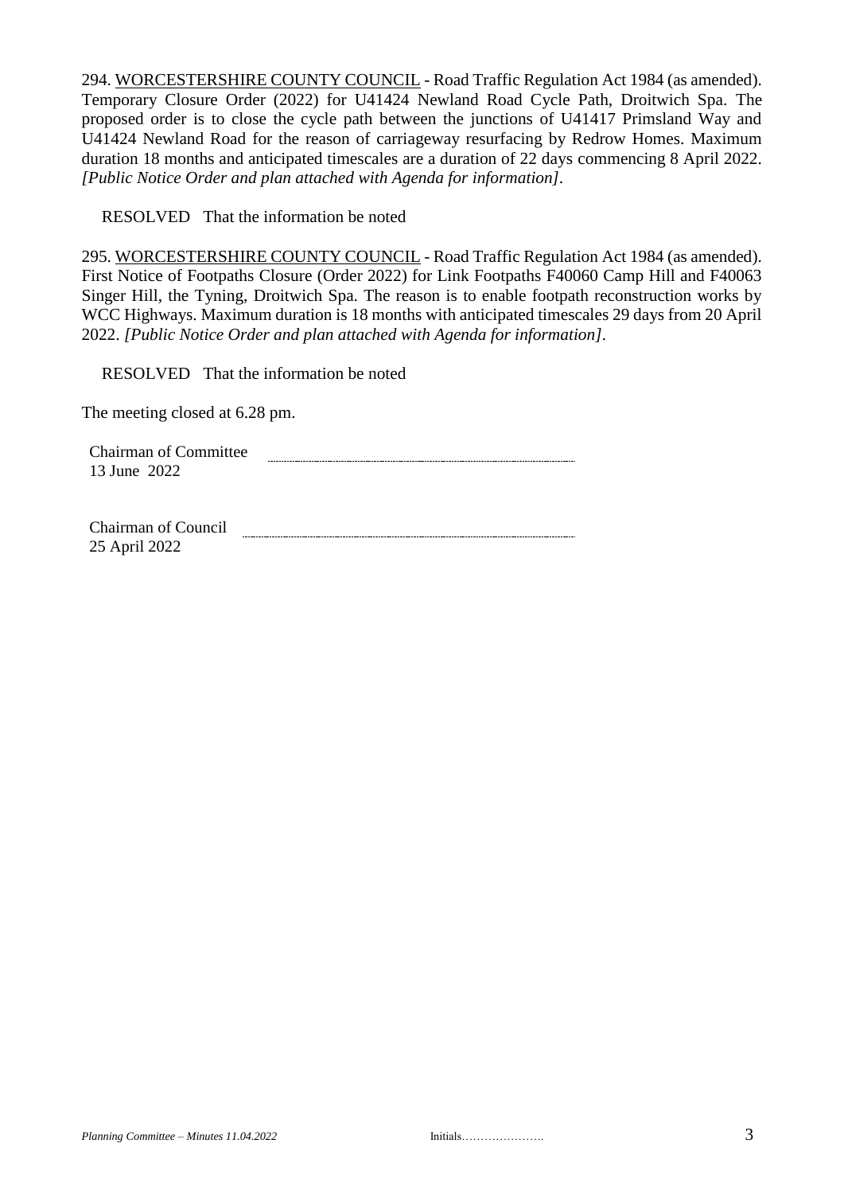294. WORCESTERSHIRE COUNTY COUNCIL - Road Traffic Regulation Act 1984 (as amended). Temporary Closure Order (2022) for U41424 Newland Road Cycle Path, Droitwich Spa. The proposed order is to close the cycle path between the junctions of U41417 Primsland Way and U41424 Newland Road for the reason of carriageway resurfacing by Redrow Homes. Maximum duration 18 months and anticipated timescales are a duration of 22 days commencing 8 April 2022. *[Public Notice Order and plan attached with Agenda for information].*

RESOLVED That the information be noted

295. WORCESTERSHIRE COUNTY COUNCIL - Road Traffic Regulation Act 1984 (as amended). First Notice of Footpaths Closure (Order 2022) for Link Footpaths F40060 Camp Hill and F40063 Singer Hill, the Tyning, Droitwich Spa. The reason is to enable footpath reconstruction works by WCC Highways. Maximum duration is 18 months with anticipated timescales 29 days from 20 April 2022. *[Public Notice Order and plan attached with Agenda for information].*

RESOLVED That the information be noted

The meeting closed at 6.28 pm.

Chairman of Committee ..............................................................
13 June 2022

Chairman of Council ..............................................................
25 April 2022

Initials…………………